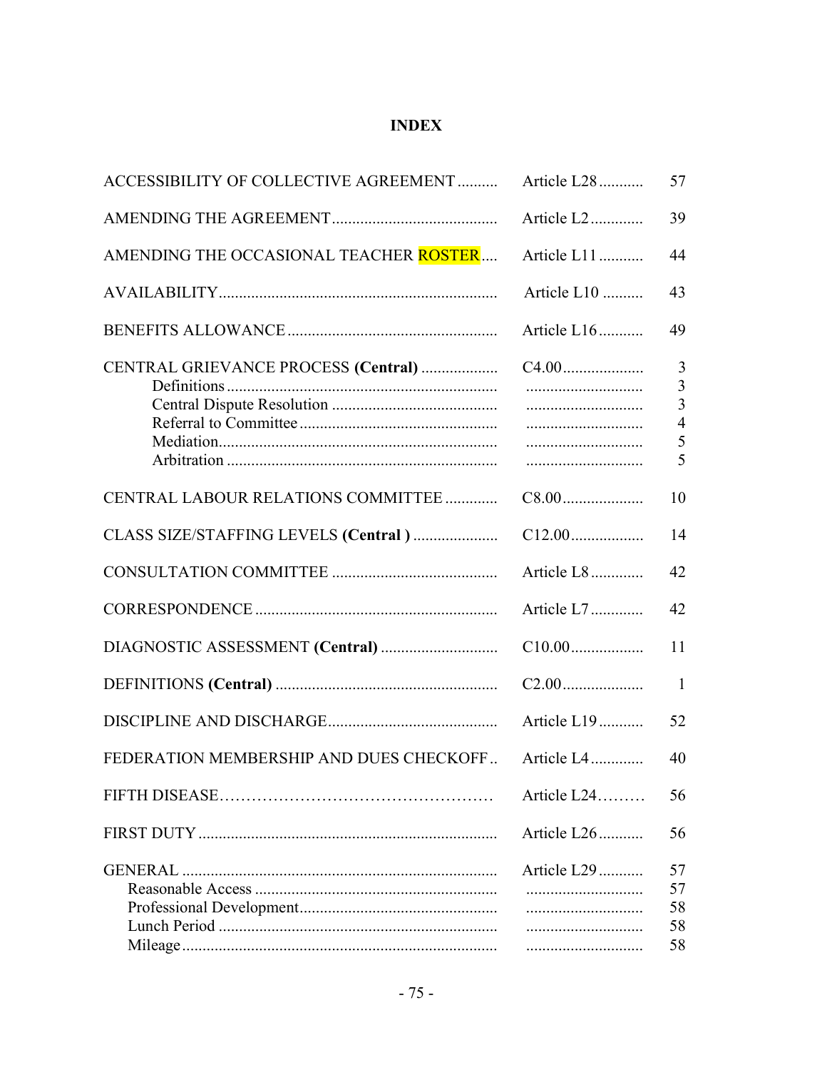# INDEX

| | | |
|---|---|---|
| ACCESSIBILITY OF COLLECTIVE AGREEMENT | Article L28 | 57 |
| AMENDING THE AGREEMENT | Article L2 | 39 |
| AMENDING THE OCCASIONAL TEACHER ROSTER | Article L11 | 44 |
| AVAILABILITY | Article L10 | 43 |
| BENEFITS ALLOWANCE | Article L16 | 49 |
| CENTRAL GRIEVANCE PROCESS **(Central)** | C4.00 | 3 |
| Definitions | | 3 |
| Central Dispute Resolution | | 3 |
| Referral to Committee | | 4 |
| Mediation | | 5 |
| Arbitration | | 5 |
| CENTRAL LABOUR RELATIONS COMMITTEE | C8.00 | 10 |
| CLASS SIZE/STAFFING LEVELS **(Central )** | C12.00 | 14 |
| CONSULTATION COMMITTEE | Article L8 | 42 |
| CORRESPONDENCE | Article L7 | 42 |
| DIAGNOSTIC ASSESSMENT **(Central)** | C10.00 | 11 |
| DEFINITIONS **(Central)** | C2.00 | 1 |
| DISCIPLINE AND DISCHARGE | Article L19 | 52 |
| FEDERATION MEMBERSHIP AND DUES CHECKOFF | Article L4 | 40 |
| FIFTH DISEASE | Article L24 | 56 |
| FIRST DUTY | Article L26 | 56 |
| GENERAL | Article L29 | 57 |
| Reasonable Access | | 57 |
| Professional Development | | 58 |
| Lunch Period | | 58 |
| Mileage | | 58 |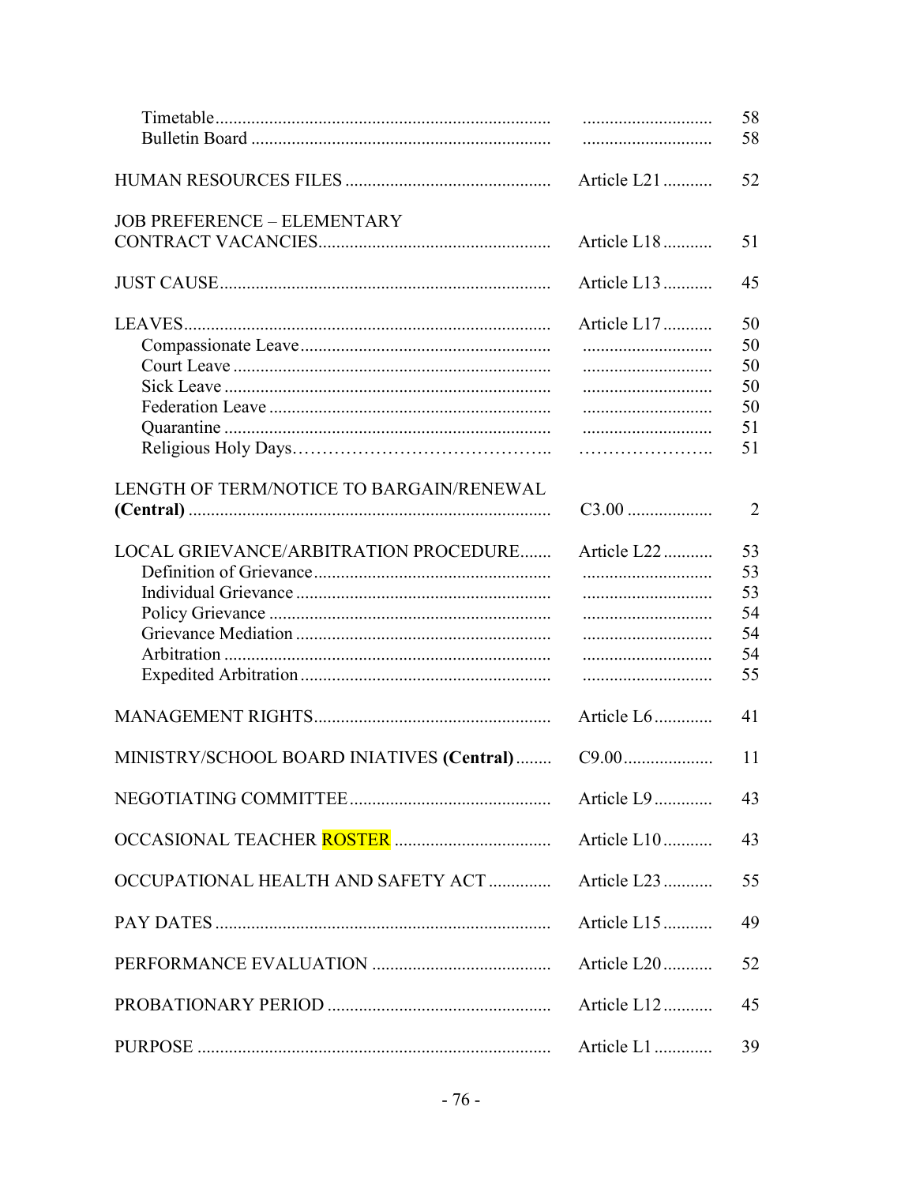| | | |
|---|---|---|
| Timetable | | 58 |
| Bulletin Board | | 58 |
| HUMAN RESOURCES FILES | Article L21 | 52 |
| JOB PREFERENCE – ELEMENTARY CONTRACT VACANCIES | Article L18 | 51 |
| JUST CAUSE | Article L13 | 45 |
| LEAVES | Article L17 | 50 |
| Compassionate Leave | | 50 |
| Court Leave | | 50 |
| Sick Leave | | 50 |
| Federation Leave | | 50 |
| Quarantine | | 51 |
| Religious Holy Days | | 51 |
| LENGTH OF TERM/NOTICE TO BARGAIN/RENEWAL **(Central)** | C3.00 | 2 |
| LOCAL GRIEVANCE/ARBITRATION PROCEDURE | Article L22 | 53 |
| Definition of Grievance | | 53 |
| Individual Grievance | | 53 |
| Policy Grievance | | 54 |
| Grievance Mediation | | 54 |
| Arbitration | | 54 |
| Expedited Arbitration | | 55 |
| MANAGEMENT RIGHTS | Article L6 | 41 |
| MINISTRY/SCHOOL BOARD INIATIVES **(Central)** | C9.00 | 11 |
| NEGOTIATING COMMITTEE | Article L9 | 43 |
| OCCASIONAL TEACHER ROSTER | Article L10 | 43 |
| OCCUPATIONAL HEALTH AND SAFETY ACT | Article L23 | 55 |
| PAY DATES | Article L15 | 49 |
| PERFORMANCE EVALUATION | Article L20 | 52 |
| PROBATIONARY PERIOD | Article L12 | 45 |
| PURPOSE | Article L1 | 39 |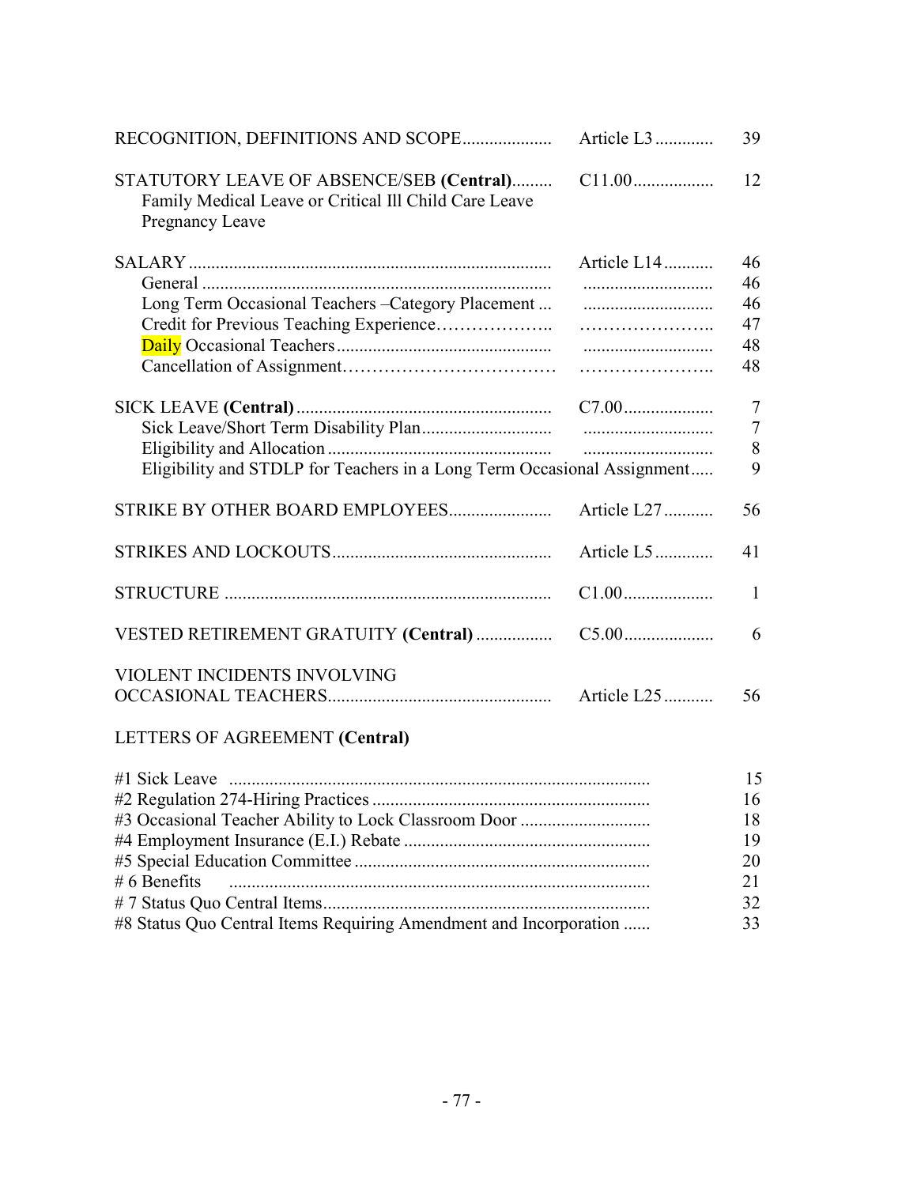| | | |
|---|---|---|
| RECOGNITION, DEFINITIONS AND SCOPE | Article L3 | 39 |
| STATUTORY LEAVE OF ABSENCE/SEB **(Central)** | C11.00 | 12 |
| Family Medical Leave or Critical Ill Child Care Leave | | |
| Pregnancy Leave | | |
| SALARY | Article L14 | 46 |
| General | | 46 |
| Long Term Occasional Teachers –Category Placement | | 46 |
| Credit for Previous Teaching Experience | | 47 |
| Daily Occasional Teachers | | 48 |
| Cancellation of Assignment | | 48 |
| SICK LEAVE **(Central)** | C7.00 | 7 |
| Sick Leave/Short Term Disability Plan | | 7 |
| Eligibility and Allocation | | 8 |
| Eligibility and STDLP for Teachers in a Long Term Occasional Assignment | | 9 |
| STRIKE BY OTHER BOARD EMPLOYEES | Article L27 | 56 |
| STRIKES AND LOCKOUTS | Article L5 | 41 |
| STRUCTURE | C1.00 | 1 |
| VESTED RETIREMENT GRATUITY **(Central)** | C5.00 | 6 |
| VIOLENT INCIDENTS INVOLVING OCCASIONAL TEACHERS | Article L25 | 56 |

LETTERS OF AGREEMENT **(Central)**

| | |
|---|---|
| #1 Sick Leave | 15 |
| #2 Regulation 274-Hiring Practices | 16 |
| #3 Occasional Teacher Ability to Lock Classroom Door | 18 |
| #4 Employment Insurance (E.I.) Rebate | 19 |
| #5 Special Education Committee | 20 |
| # 6 Benefits | 21 |
| # 7 Status Quo Central Items | 32 |
| #8 Status Quo Central Items Requiring Amendment and Incorporation | 33 |